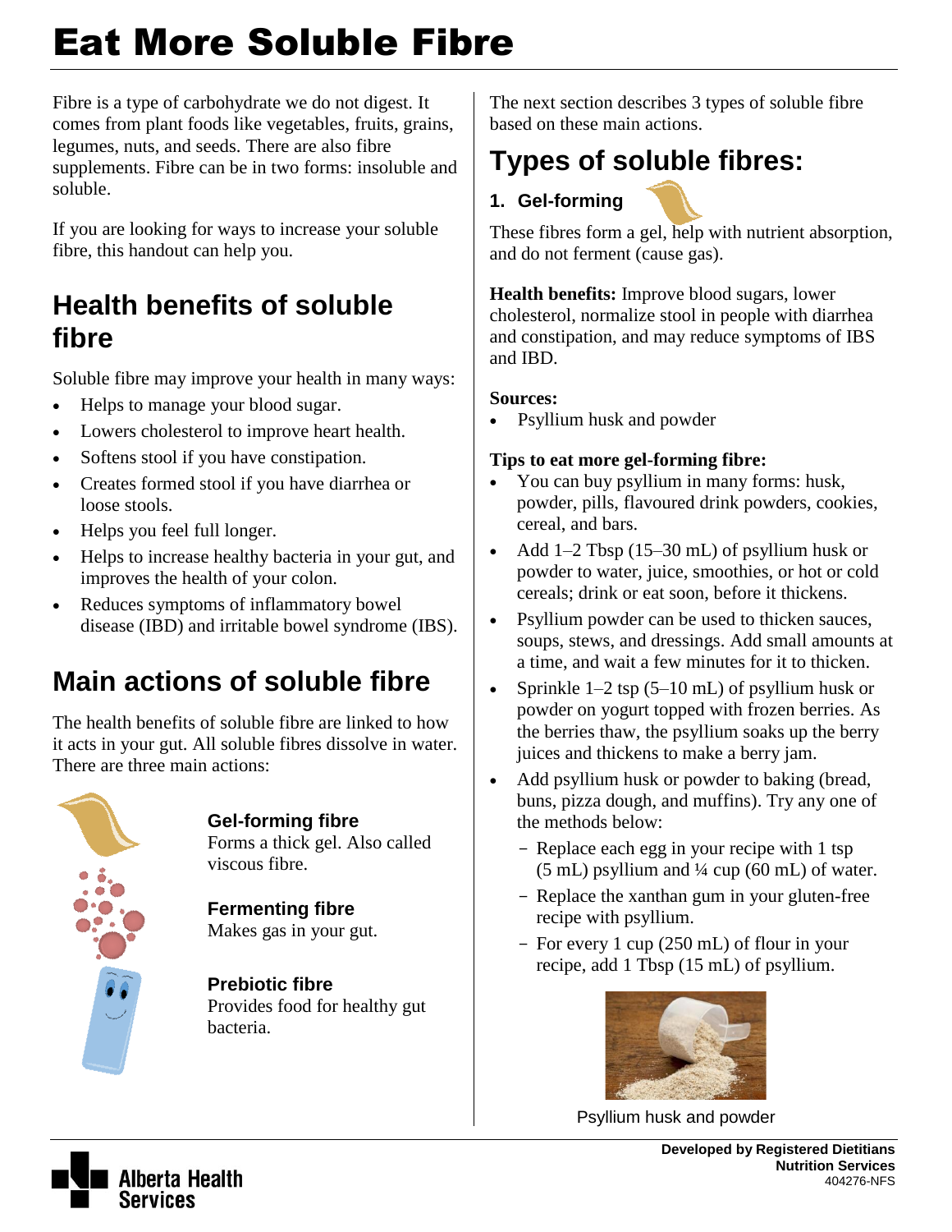# Eat More Soluble Fibre

Fibre is a type of carbohydrate we do not digest. It comes from plant foods like vegetables, fruits, grains, legumes, nuts, and seeds. There are also fibre supplements. Fibre can be in two forms: insoluble and soluble.

If you are looking for ways to increase your soluble fibre, this handout can help you.

## Health benefits of soluble fibre

Soluble fibre may improve your health in many ways:

- Helps to manage your blood sugar.
- Lowers cholesterol to improve heart health.
- Softens stool if you have constipation.
- Creates formed stool if you have diarrhea or loose stools.
- Helps you feel full longer.
- Helps to increase healthy bacteria in your gut, and improves the health of your colon.
- Reduces symptoms of inflammatory bowel disease (IBD) and irritable bowel syndrome (IBS).

## Main actions of soluble fibre

The health benefits of soluble fibre are linked to how it acts in your gut. All soluble fibres dissolve in water. There are three main actions:

**Gel-forming fibre**
Forms a thick gel. Also called viscous fibre.

**Fermenting fibre**
Makes gas in your gut.

**Prebiotic fibre**
Provides food for healthy gut bacteria.

The next section describes 3 types of soluble fibre based on these main actions.

## Types of soluble fibres:

### 1. Gel-forming

These fibres form a gel, help with nutrient absorption, and do not ferment (cause gas).

**Health benefits:** Improve blood sugars, lower cholesterol, normalize stool in people with diarrhea and constipation, and may reduce symptoms of IBS and IBD.

**Sources:**

- Psyllium husk and powder

**Tips to eat more gel-forming fibre:**

- You can buy psyllium in many forms: husk, powder, pills, flavoured drink powders, cookies, cereal, and bars.
- Add 1–2 Tbsp (15–30 mL) of psyllium husk or powder to water, juice, smoothies, or hot or cold cereals; drink or eat soon, before it thickens.
- Psyllium powder can be used to thicken sauces, soups, stews, and dressings. Add small amounts at a time, and wait a few minutes for it to thicken.
- Sprinkle 1–2 tsp (5–10 mL) of psyllium husk or powder on yogurt topped with frozen berries. As the berries thaw, the psyllium soaks up the berry juices and thickens to make a berry jam.
- Add psyllium husk or powder to baking (bread, buns, pizza dough, and muffins). Try any one of the methods below:
  - Replace each egg in your recipe with 1 tsp (5 mL) psyllium and ¼ cup (60 mL) of water.
  - Replace the xanthan gum in your gluten-free recipe with psyllium.
  - For every 1 cup (250 mL) of flour in your recipe, add 1 Tbsp (15 mL) of psyllium.

Psyllium husk and powder

Developed by Registered Dietitians
Nutrition Services
404276-NFS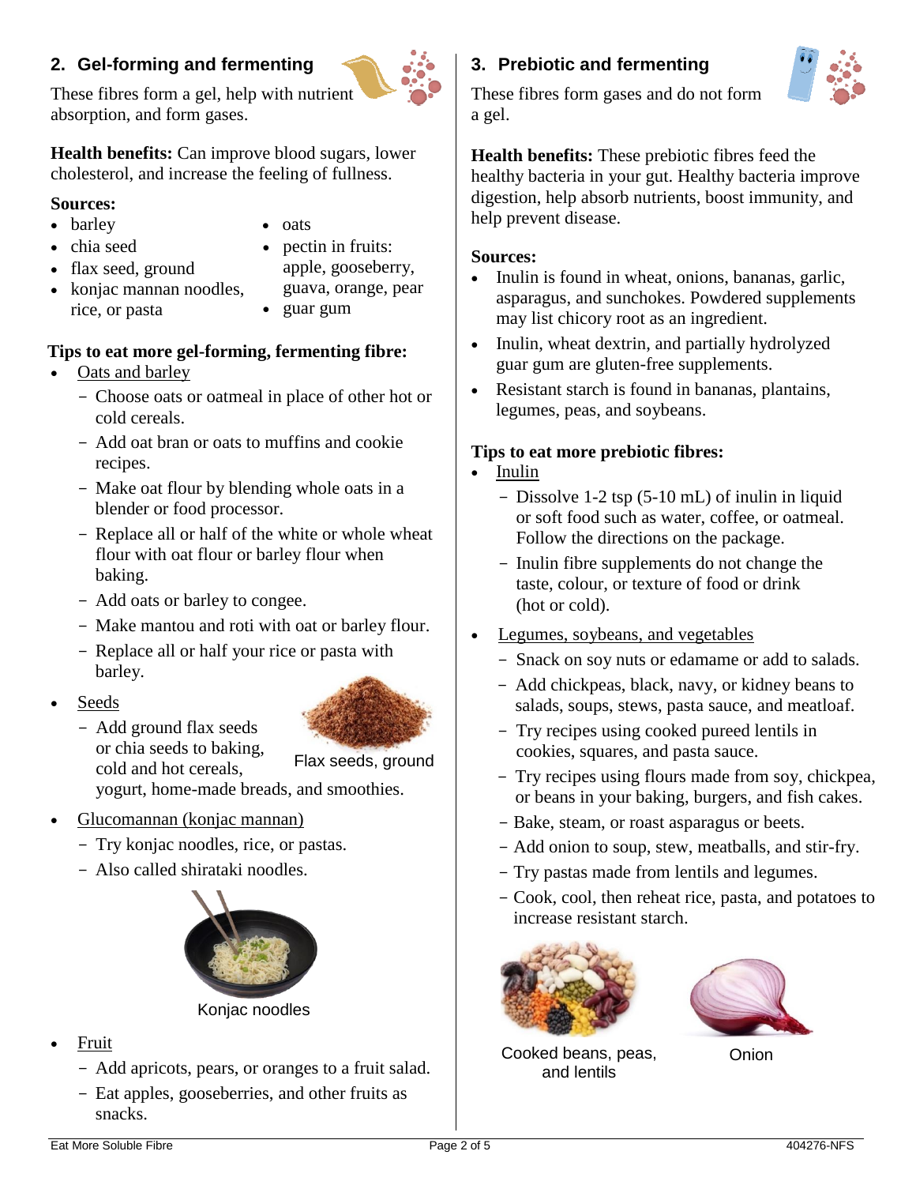## 2. Gel-forming and fermenting

These fibres form a gel, help with nutrient absorption, and form gases.

**Health benefits:** Can improve blood sugars, lower cholesterol, and increase the feeling of fullness.

**Sources:**

- barley
- chia seed
- flax seed, ground
- konjac mannan noodles, rice, or pasta
- oats
- pectin in fruits: apple, gooseberry, guava, orange, pear
- guar gum

**Tips to eat more gel-forming, fermenting fibre:**

- Oats and barley
  - Choose oats or oatmeal in place of other hot or cold cereals.
  - Add oat bran or oats to muffins and cookie recipes.
  - Make oat flour by blending whole oats in a blender or food processor.
  - Replace all or half of the white or whole wheat flour with oat flour or barley flour when baking.
  - Add oats or barley to congee.
  - Make mantou and roti with oat or barley flour.
  - Replace all or half your rice or pasta with barley.
- Seeds
  - Add ground flax seeds or chia seeds to baking, cold and hot cereals, yogurt, home-made breads, and smoothies.

Flax seeds, ground

- Glucomannan (konjac mannan)
  - Try konjac noodles, rice, or pastas.
  - Also called shirataki noodles.

Konjac noodles

- Fruit
  - Add apricots, pears, or oranges to a fruit salad.
  - Eat apples, gooseberries, and other fruits as snacks.

## 3. Prebiotic and fermenting

These fibres form gases and do not form a gel.

**Health benefits:** These prebiotic fibres feed the healthy bacteria in your gut. Healthy bacteria improve digestion, help absorb nutrients, boost immunity, and help prevent disease.

**Sources:**

- Inulin is found in wheat, onions, bananas, garlic, asparagus, and sunchokes. Powdered supplements may list chicory root as an ingredient.
- Inulin, wheat dextrin, and partially hydrolyzed guar gum are gluten-free supplements.
- Resistant starch is found in bananas, plantains, legumes, peas, and soybeans.

**Tips to eat more prebiotic fibres:**

- Inulin
  - Dissolve 1-2 tsp (5-10 mL) of inulin in liquid or soft food such as water, coffee, or oatmeal. Follow the directions on the package.
  - Inulin fibre supplements do not change the taste, colour, or texture of food or drink (hot or cold).
- Legumes, soybeans, and vegetables
  - Snack on soy nuts or edamame or add to salads.
  - Add chickpeas, black, navy, or kidney beans to salads, soups, stews, pasta sauce, and meatloaf.
  - Try recipes using cooked pureed lentils in cookies, squares, and pasta sauce.
  - Try recipes using flours made from soy, chickpea, or beans in your baking, burgers, and fish cakes.
  - Bake, steam, or roast asparagus or beets.
  - Add onion to soup, stew, meatballs, and stir-fry.
  - Try pastas made from lentils and legumes.
  - Cook, cool, then reheat rice, pasta, and potatoes to increase resistant starch.

Cooked beans, peas, and lentils

Onion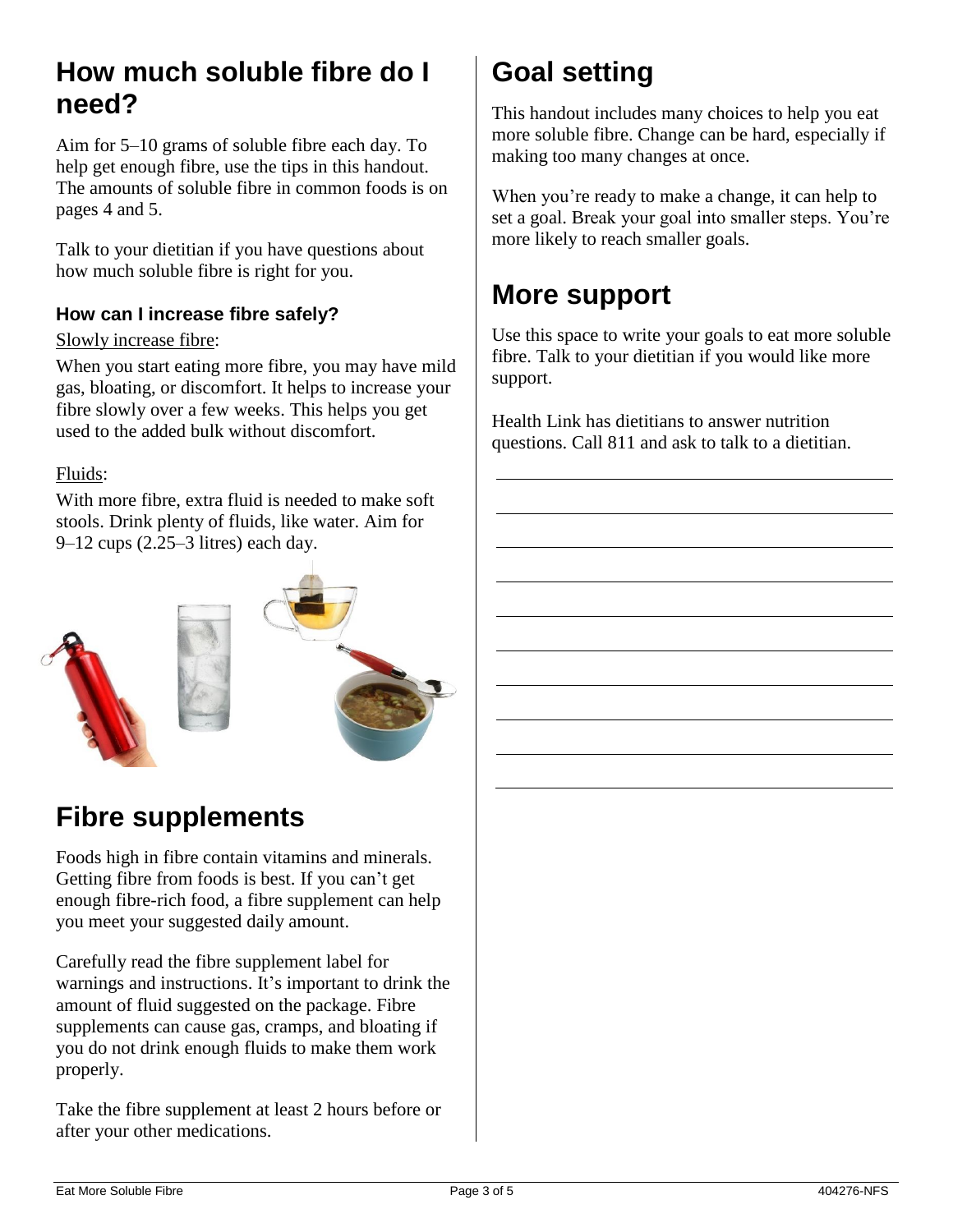## How much soluble fibre do I need?

Aim for 5–10 grams of soluble fibre each day. To help get enough fibre, use the tips in this handout. The amounts of soluble fibre in common foods is on pages 4 and 5.

Talk to your dietitian if you have questions about how much soluble fibre is right for you.

### How can I increase fibre safely?

Slowly increase fibre:

When you start eating more fibre, you may have mild gas, bloating, or discomfort. It helps to increase your fibre slowly over a few weeks. This helps you get used to the added bulk without discomfort.

Fluids:

With more fibre, extra fluid is needed to make soft stools. Drink plenty of fluids, like water. Aim for 9–12 cups (2.25–3 litres) each day.

## Fibre supplements

Foods high in fibre contain vitamins and minerals. Getting fibre from foods is best. If you can't get enough fibre-rich food, a fibre supplement can help you meet your suggested daily amount.

Carefully read the fibre supplement label for warnings and instructions. It's important to drink the amount of fluid suggested on the package. Fibre supplements can cause gas, cramps, and bloating if you do not drink enough fluids to make them work properly.

Take the fibre supplement at least 2 hours before or after your other medications.

## Goal setting

This handout includes many choices to help you eat more soluble fibre. Change can be hard, especially if making too many changes at once.

When you're ready to make a change, it can help to set a goal. Break your goal into smaller steps. You're more likely to reach smaller goals.

## More support

Use this space to write your goals to eat more soluble fibre. Talk to your dietitian if you would like more support.

Health Link has dietitians to answer nutrition questions. Call 811 and ask to talk to a dietitian.

\_\_\_\_\_\_\_\_\_\_\_\_\_\_\_\_\_\_\_\_\_\_\_\_\_\_\_\_\_\_\_\_\_\_\_\_\_\_\_\_

\_\_\_\_\_\_\_\_\_\_\_\_\_\_\_\_\_\_\_\_\_\_\_\_\_\_\_\_\_\_\_\_\_\_\_\_\_\_\_\_

\_\_\_\_\_\_\_\_\_\_\_\_\_\_\_\_\_\_\_\_\_\_\_\_\_\_\_\_\_\_\_\_\_\_\_\_\_\_\_\_

\_\_\_\_\_\_\_\_\_\_\_\_\_\_\_\_\_\_\_\_\_\_\_\_\_\_\_\_\_\_\_\_\_\_\_\_\_\_\_\_

\_\_\_\_\_\_\_\_\_\_\_\_\_\_\_\_\_\_\_\_\_\_\_\_\_\_\_\_\_\_\_\_\_\_\_\_\_\_\_\_

\_\_\_\_\_\_\_\_\_\_\_\_\_\_\_\_\_\_\_\_\_\_\_\_\_\_\_\_\_\_\_\_\_\_\_\_\_\_\_\_

\_\_\_\_\_\_\_\_\_\_\_\_\_\_\_\_\_\_\_\_\_\_\_\_\_\_\_\_\_\_\_\_\_\_\_\_\_\_\_\_

\_\_\_\_\_\_\_\_\_\_\_\_\_\_\_\_\_\_\_\_\_\_\_\_\_\_\_\_\_\_\_\_\_\_\_\_\_\_\_\_

\_\_\_\_\_\_\_\_\_\_\_\_\_\_\_\_\_\_\_\_\_\_\_\_\_\_\_\_\_\_\_\_\_\_\_\_\_\_\_\_

\_\_\_\_\_\_\_\_\_\_\_\_\_\_\_\_\_\_\_\_\_\_\_\_\_\_\_\_\_\_\_\_\_\_\_\_\_\_\_\_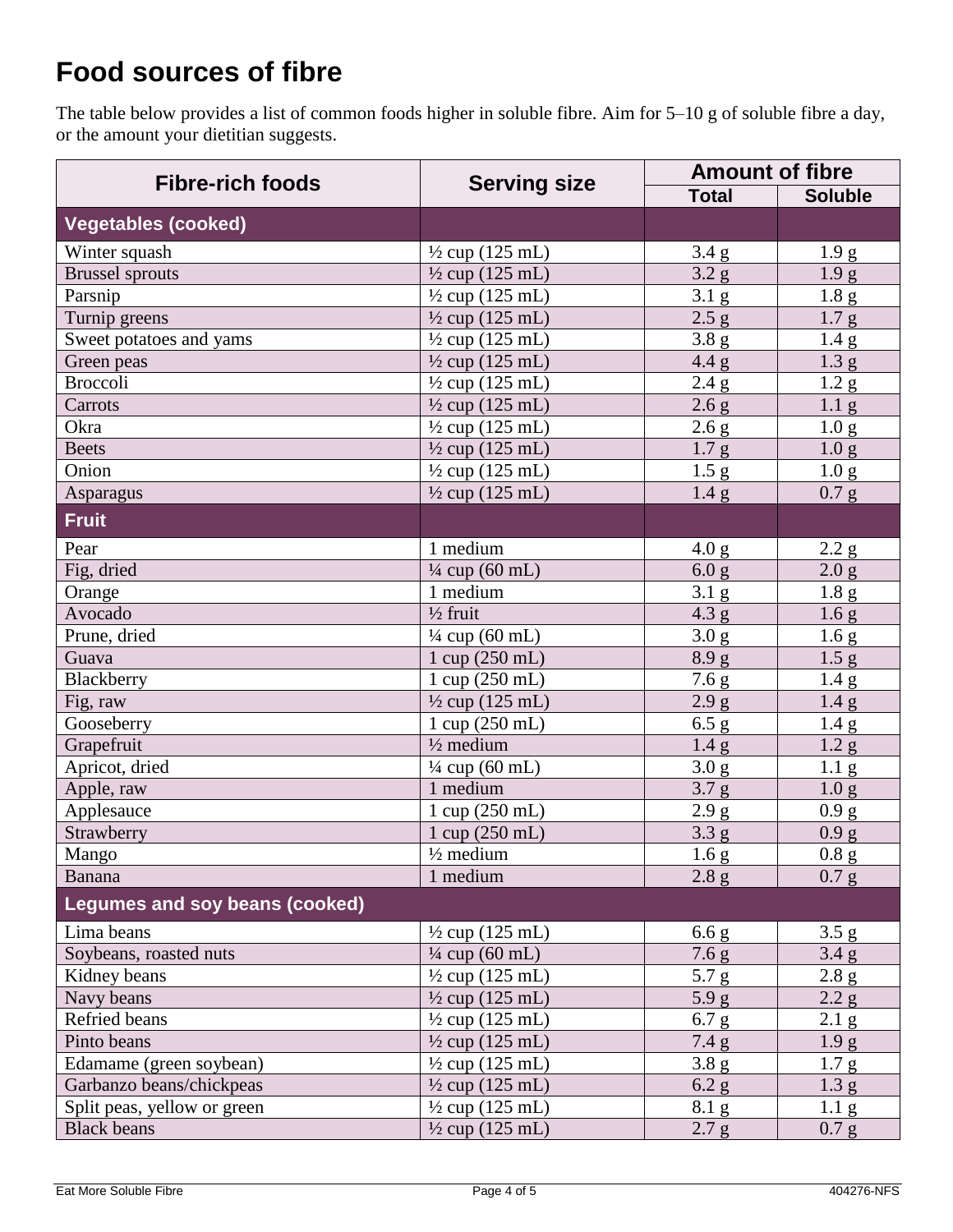# Food sources of fibre

The table below provides a list of common foods higher in soluble fibre. Aim for 5–10 g of soluble fibre a day, or the amount your dietitian suggests.

| Fibre-rich foods | Serving size | Amount of fibre | |
|---|---|---|---|
| | | **Total** | **Soluble** |
| **Vegetables (cooked)** | | | |
| Winter squash | ½ cup (125 mL) | 3.4 g | 1.9 g |
| Brussel sprouts | ½ cup (125 mL) | 3.2 g | 1.9 g |
| Parsnip | ½ cup (125 mL) | 3.1 g | 1.8 g |
| Turnip greens | ½ cup (125 mL) | 2.5 g | 1.7 g |
| Sweet potatoes and yams | ½ cup (125 mL) | 3.8 g | 1.4 g |
| Green peas | ½ cup (125 mL) | 4.4 g | 1.3 g |
| Broccoli | ½ cup (125 mL) | 2.4 g | 1.2 g |
| Carrots | ½ cup (125 mL) | 2.6 g | 1.1 g |
| Okra | ½ cup (125 mL) | 2.6 g | 1.0 g |
| Beets | ½ cup (125 mL) | 1.7 g | 1.0 g |
| Onion | ½ cup (125 mL) | 1.5 g | 1.0 g |
| Asparagus | ½ cup (125 mL) | 1.4 g | 0.7 g |
| **Fruit** | | | |
| Pear | 1 medium | 4.0 g | 2.2 g |
| Fig, dried | ¼ cup (60 mL) | 6.0 g | 2.0 g |
| Orange | 1 medium | 3.1 g | 1.8 g |
| Avocado | ½ fruit | 4.3 g | 1.6 g |
| Prune, dried | ¼ cup (60 mL) | 3.0 g | 1.6 g |
| Guava | 1 cup (250 mL) | 8.9 g | 1.5 g |
| Blackberry | 1 cup (250 mL) | 7.6 g | 1.4 g |
| Fig, raw | ½ cup (125 mL) | 2.9 g | 1.4 g |
| Gooseberry | 1 cup (250 mL) | 6.5 g | 1.4 g |
| Grapefruit | ½ medium | 1.4 g | 1.2 g |
| Apricot, dried | ¼ cup (60 mL) | 3.0 g | 1.1 g |
| Apple, raw | 1 medium | 3.7 g | 1.0 g |
| Applesauce | 1 cup (250 mL) | 2.9 g | 0.9 g |
| Strawberry | 1 cup (250 mL) | 3.3 g | 0.9 g |
| Mango | ½ medium | 1.6 g | 0.8 g |
| Banana | 1 medium | 2.8 g | 0.7 g |
| **Legumes and soy beans (cooked)** | | | |
| Lima beans | ½ cup (125 mL) | 6.6 g | 3.5 g |
| Soybeans, roasted nuts | ¼ cup (60 mL) | 7.6 g | 3.4 g |
| Kidney beans | ½ cup (125 mL) | 5.7 g | 2.8 g |
| Navy beans | ½ cup (125 mL) | 5.9 g | 2.2 g |
| Refried beans | ½ cup (125 mL) | 6.7 g | 2.1 g |
| Pinto beans | ½ cup (125 mL) | 7.4 g | 1.9 g |
| Edamame (green soybean) | ½ cup (125 mL) | 3.8 g | 1.7 g |
| Garbanzo beans/chickpeas | ½ cup (125 mL) | 6.2 g | 1.3 g |
| Split peas, yellow or green | ½ cup (125 mL) | 8.1 g | 1.1 g |
| Black beans | ½ cup (125 mL) | 2.7 g | 0.7 g |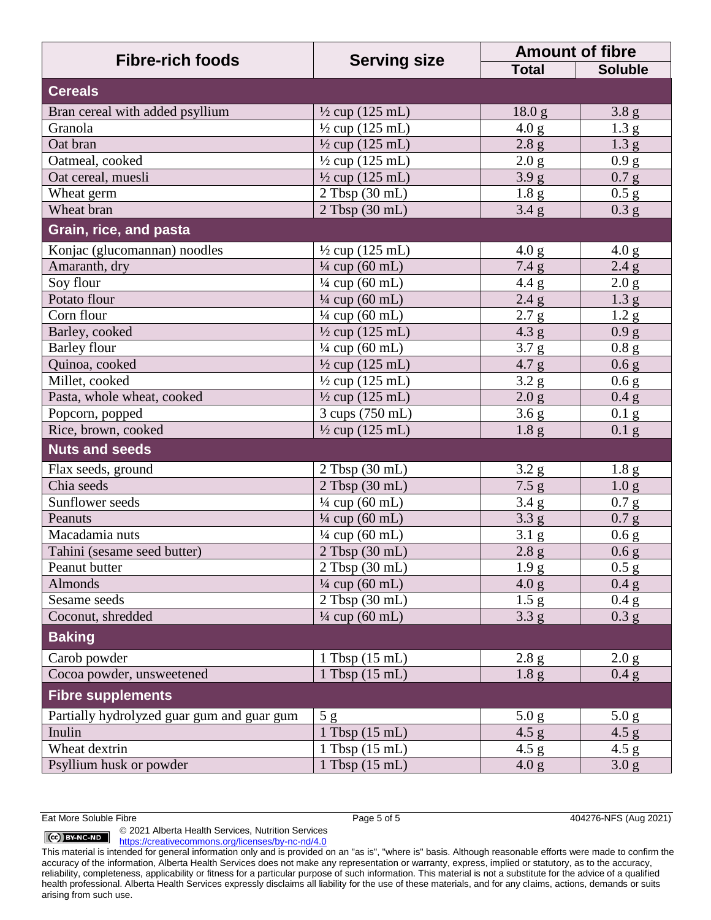| Fibre-rich foods | Serving size | Amount of fibre | |
|---|---|---|---|
| | | Total | Soluble |
| **Cereals** | | | |
| Bran cereal with added psyllium | ½ cup (125 mL) | 18.0 g | 3.8 g |
| Granola | ½ cup (125 mL) | 4.0 g | 1.3 g |
| Oat bran | ½ cup (125 mL) | 2.8 g | 1.3 g |
| Oatmeal, cooked | ½ cup (125 mL) | 2.0 g | 0.9 g |
| Oat cereal, muesli | ½ cup (125 mL) | 3.9 g | 0.7 g |
| Wheat germ | 2 Tbsp (30 mL) | 1.8 g | 0.5 g |
| Wheat bran | 2 Tbsp (30 mL) | 3.4 g | 0.3 g |
| **Grain, rice, and pasta** | | | |
| Konjac (glucomannan) noodles | ½ cup (125 mL) | 4.0 g | 4.0 g |
| Amaranth, dry | ¼ cup (60 mL) | 7.4 g | 2.4 g |
| Soy flour | ¼ cup (60 mL) | 4.4 g | 2.0 g |
| Potato flour | ¼ cup (60 mL) | 2.4 g | 1.3 g |
| Corn flour | ¼ cup (60 mL) | 2.7 g | 1.2 g |
| Barley, cooked | ½ cup (125 mL) | 4.3 g | 0.9 g |
| Barley flour | ¼ cup (60 mL) | 3.7 g | 0.8 g |
| Quinoa, cooked | ½ cup (125 mL) | 4.7 g | 0.6 g |
| Millet, cooked | ½ cup (125 mL) | 3.2 g | 0.6 g |
| Pasta, whole wheat, cooked | ½ cup (125 mL) | 2.0 g | 0.4 g |
| Popcorn, popped | 3 cups (750 mL) | 3.6 g | 0.1 g |
| Rice, brown, cooked | ½ cup (125 mL) | 1.8 g | 0.1 g |
| **Nuts and seeds** | | | |
| Flax seeds, ground | 2 Tbsp (30 mL) | 3.2 g | 1.8 g |
| Chia seeds | 2 Tbsp (30 mL) | 7.5 g | 1.0 g |
| Sunflower seeds | ¼ cup (60 mL) | 3.4 g | 0.7 g |
| Peanuts | ¼ cup (60 mL) | 3.3 g | 0.7 g |
| Macadamia nuts | ¼ cup (60 mL) | 3.1 g | 0.6 g |
| Tahini (sesame seed butter) | 2 Tbsp (30 mL) | 2.8 g | 0.6 g |
| Peanut butter | 2 Tbsp (30 mL) | 1.9 g | 0.5 g |
| Almonds | ¼ cup (60 mL) | 4.0 g | 0.4 g |
| Sesame seeds | 2 Tbsp (30 mL) | 1.5 g | 0.4 g |
| Coconut, shredded | ¼ cup (60 mL) | 3.3 g | 0.3 g |
| **Baking** | | | |
| Carob powder | 1 Tbsp (15 mL) | 2.8 g | 2.0 g |
| Cocoa powder, unsweetened | 1 Tbsp (15 mL) | 1.8 g | 0.4 g |
| **Fibre supplements** | | | |
| Partially hydrolyzed guar gum and guar gum | 5 g | 5.0 g | 5.0 g |
| Inulin | 1 Tbsp (15 mL) | 4.5 g | 4.5 g |
| Wheat dextrin | 1 Tbsp (15 mL) | 4.5 g | 4.5 g |
| Psyllium husk or powder | 1 Tbsp (15 mL) | 4.0 g | 3.0 g |

© 2021 Alberta Health Services, Nutrition Services
https://creativecommons.org/licenses/by-nc-nd/4.0

This material is intended for general information only and is provided on an "as is", "where is" basis. Although reasonable efforts were made to confirm the accuracy of the information, Alberta Health Services does not make any representation or warranty, express, implied or statutory, as to the accuracy, reliability, completeness, applicability or fitness for a particular purpose of such information. This material is not a substitute for the advice of a qualified health professional. Alberta Health Services expressly disclaims all liability for the use of these materials, and for any claims, actions, demands or suits arising from such use.